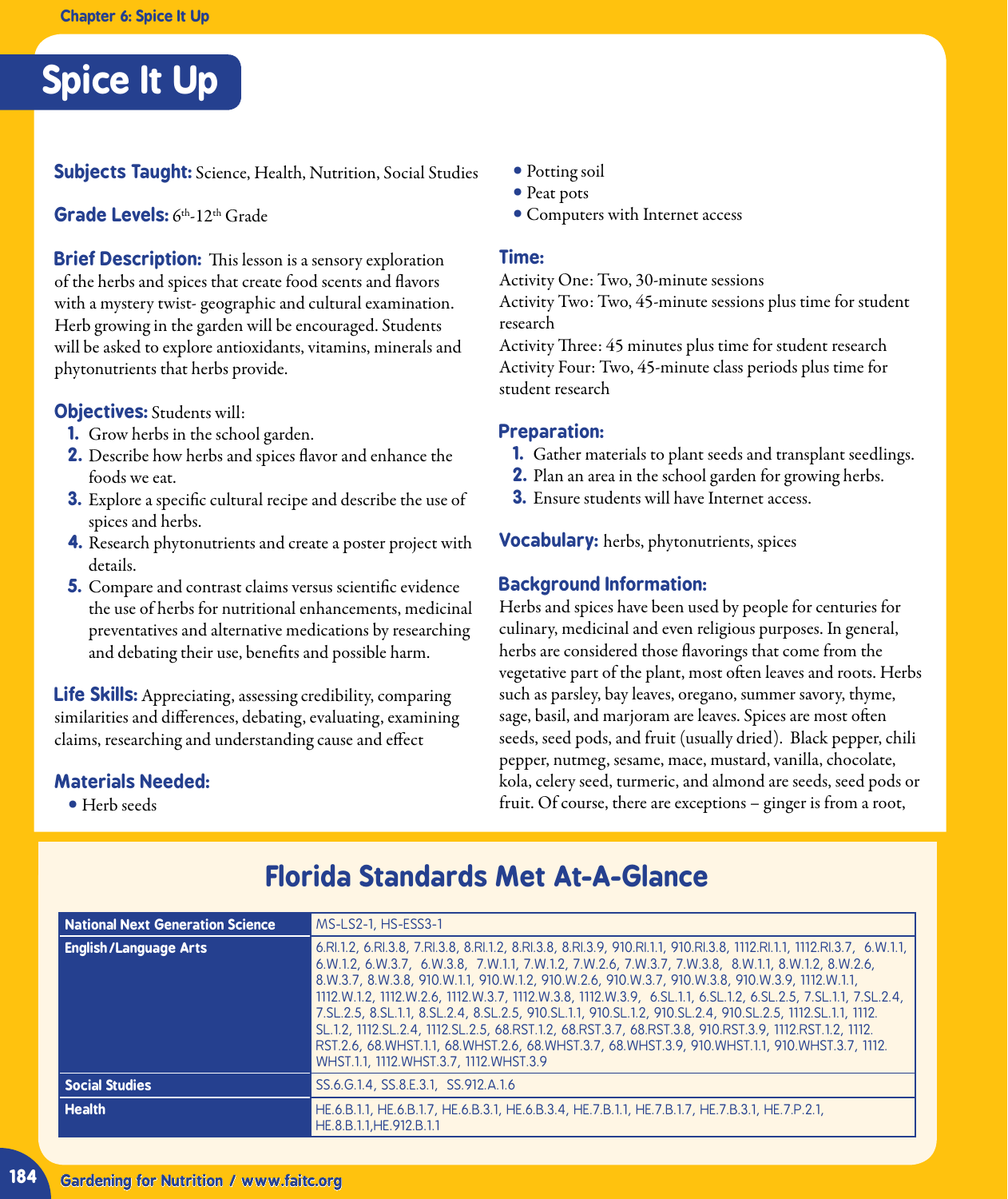# Spice It Up

**Subjects Taught:** Science, Health, Nutrition, Social Studies

**Grade Levels:** 6th-12th Grade

**Brief Description:** This lesson is a sensory exploration of the herbs and spices that create food scents and flavors with a mystery twist- geographic and cultural examination. Herb growing in the garden will be encouraged. Students will be asked to explore antioxidants, vitamins, minerals and phytonutrients that herbs provide.

**Objectives:** Students will:

1. Grow herbs in the school garden.
2. Describe how herbs and spices flavor and enhance the foods we eat.
3. Explore a specific cultural recipe and describe the use of spices and herbs.
4. Research phytonutrients and create a poster project with details.
5. Compare and contrast claims versus scientific evidence the use of herbs for nutritional enhancements, medicinal preventatives and alternative medications by researching and debating their use, benefits and possible harm.

**Life Skills:** Appreciating, assessing credibility, comparing similarities and differences, debating, evaluating, examining claims, researching and understanding cause and effect

**Materials Needed:**

- Herb seeds
- Potting soil
- Peat pots
- Computers with Internet access

**Time:**
Activity One: Two, 30-minute sessions
Activity Two: Two, 45-minute sessions plus time for student research
Activity Three: 45 minutes plus time for student research
Activity Four: Two, 45-minute class periods plus time for student research

**Preparation:**

1. Gather materials to plant seeds and transplant seedlings.
2. Plan an area in the school garden for growing herbs.
3. Ensure students will have Internet access.

**Vocabulary:** herbs, phytonutrients, spices

**Background Information:**
Herbs and spices have been used by people for centuries for culinary, medicinal and even religious purposes. In general, herbs are considered those flavorings that come from the vegetative part of the plant, most often leaves and roots. Herbs such as parsley, bay leaves, oregano, summer savory, thyme, sage, basil, and marjoram are leaves. Spices are most often seeds, seed pods, and fruit (usually dried). Black pepper, chili pepper, nutmeg, sesame, mace, mustard, vanilla, chocolate, kola, celery seed, turmeric, and almond are seeds, seed pods or fruit. Of course, there are exceptions – ginger is from a root,

## Florida Standards Met At-A-Glance

| | |
|---|---|
| National Next Generation Science | MS-LS2-1, HS-ESS3-1 |
| English/Language Arts | 6.RI.1.2, 6.RI.3.8, 7.RI.3.8, 8.RI.1.2, 8.RI.3.8, 8.RI.3.9, 910.RI.1.1, 910.RI.3.8, 1112.RI.1.1, 1112.RI.3.7, 6.W.1.1, 6.W.1.2, 6.W.3.7, 6.W.3.8, 7.W.1.1, 7.W.1.2, 7.W.2.6, 7.W.3.7, 7.W.3.8, 8.W.1.1, 8.W.1.2, 8.W.2.6, 8.W.3.7, 8.W.3.8, 910.W.1.1, 910.W.1.2, 910.W.2.6, 910.W.3.7, 910.W.3.8, 910.W.3.9, 1112.W.1.1, 1112.W.1.2, 1112.W.2.6, 1112.W.3.7, 1112.W.3.8, 1112.W.3.9, 6.SL.1.1, 6.SL.1.2, 6.SL.2.5, 7.SL.1.1, 7.SL.2.4, 7.SL.2.5, 8.SL.1.1, 8.SL.2.4, 8.SL.2.5, 910.SL.1.1, 910.SL.1.2, 910.SL.2.4, 910.SL.2.5, 1112.SL.1.1, 1112.SL.1.2, 1112.SL.2.4, 1112.SL.2.5, 68.RST.1.2, 68.RST.3.7, 68.RST.3.8, 910.RST.3.9, 1112.RST.1.2, 1112.RST.2.6, 68.WHST.1.1, 68.WHST.2.6, 68.WHST.3.7, 68.WHST.3.9, 910.WHST.1.1, 910.WHST.3.7, 1112.WHST.1.1, 1112.WHST.3.7, 1112.WHST.3.9 |
| Social Studies | SS.6.G.1.4, SS.8.E.3.1, SS.912.A.1.6 |
| Health | HE.6.B.1.1, HE.6.B.1.7, HE.6.B.3.1, HE.6.B.3.4, HE.7.B.1.1, HE.7.B.1.7, HE.7.B.3.1, HE.7.P.2.1, HE.8.B.1.1,HE.912.B.1.1 |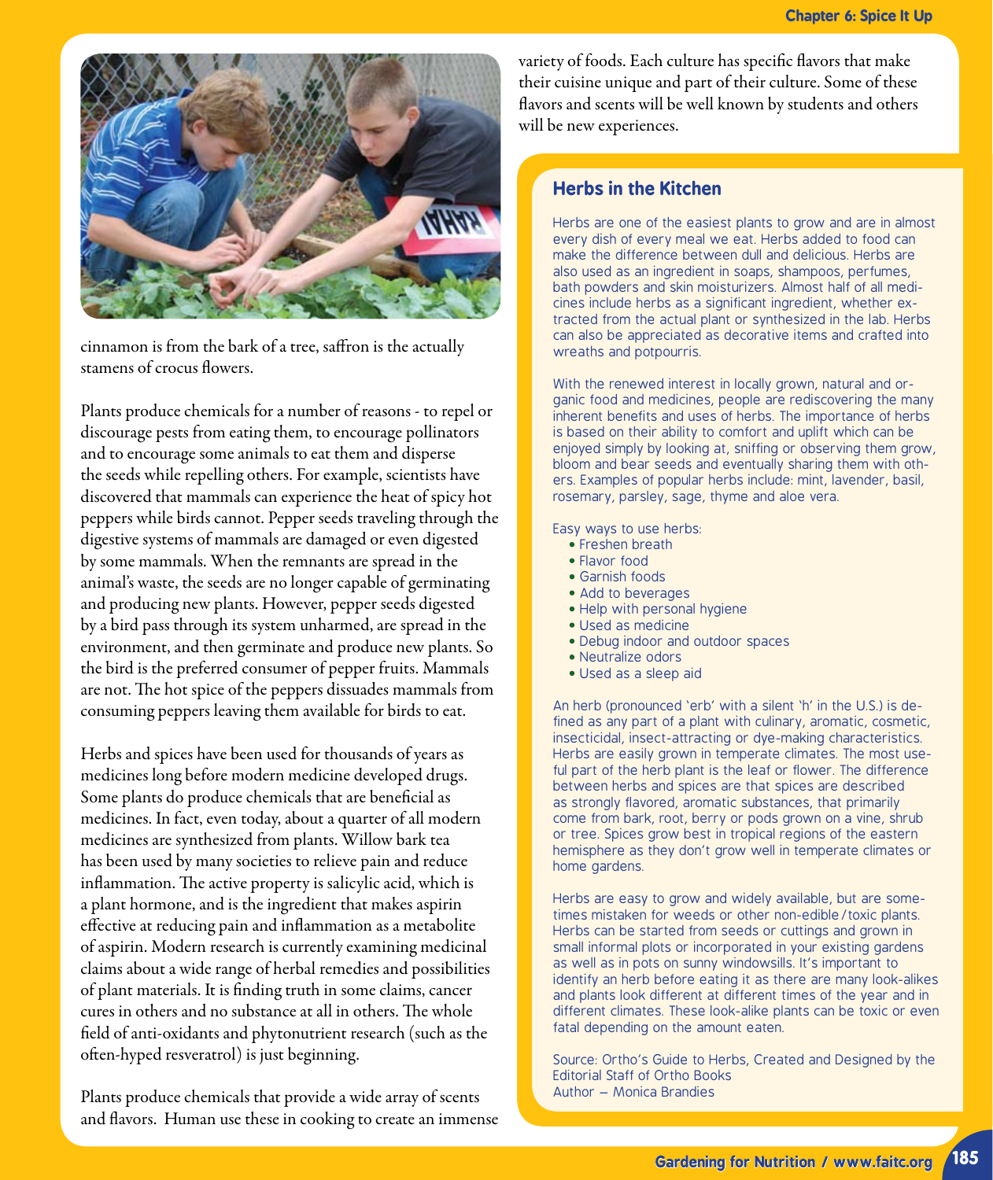cinnamon is from the bark of a tree, saffron is the actually stamens of crocus flowers.

Plants produce chemicals for a number of reasons - to repel or discourage pests from eating them, to encourage pollinators and to encourage some animals to eat them and disperse the seeds while repelling others. For example, scientists have discovered that mammals can experience the heat of spicy hot peppers while birds cannot. Pepper seeds traveling through the digestive systems of mammals are damaged or even digested by some mammals. When the remnants are spread in the animal's waste, the seeds are no longer capable of germinating and producing new plants. However, pepper seeds digested by a bird pass through its system unharmed, are spread in the environment, and then germinate and produce new plants. So the bird is the preferred consumer of pepper fruits. Mammals are not. The hot spice of the peppers dissuades mammals from consuming peppers leaving them available for birds to eat.

Herbs and spices have been used for thousands of years as medicines long before modern medicine developed drugs. Some plants do produce chemicals that are beneficial as medicines. In fact, even today, about a quarter of all modern medicines are synthesized from plants. Willow bark tea has been used by many societies to relieve pain and reduce inflammation. The active property is salicylic acid, which is a plant hormone, and is the ingredient that makes aspirin effective at reducing pain and inflammation as a metabolite of aspirin. Modern research is currently examining medicinal claims about a wide range of herbal remedies and possibilities of plant materials. It is finding truth in some claims, cancer cures in others and no substance at all in others. The whole field of anti-oxidants and phytonutrient research (such as the often-hyped resveratrol) is just beginning.

Plants produce chemicals that provide a wide array of scents and flavors. Human use these in cooking to create an immense variety of foods. Each culture has specific flavors that make their cuisine unique and part of their culture. Some of these flavors and scents will be well known by students and others will be new experiences.

## Herbs in the Kitchen

Herbs are one of the easiest plants to grow and are in almost every dish of every meal we eat. Herbs added to food can make the difference between dull and delicious. Herbs are also used as an ingredient in soaps, shampoos, perfumes, bath powders and skin moisturizers. Almost half of all medicines include herbs as a significant ingredient, whether extracted from the actual plant or synthesized in the lab. Herbs can also be appreciated as decorative items and crafted into wreaths and potpourris.

With the renewed interest in locally grown, natural and organic food and medicines, people are rediscovering the many inherent benefits and uses of herbs. The importance of herbs is based on their ability to comfort and uplift which can be enjoyed simply by looking at, sniffing or observing them grow, bloom and bear seeds and eventually sharing them with others. Examples of popular herbs include: mint, lavender, basil, rosemary, parsley, sage, thyme and aloe vera.

Easy ways to use herbs:

- Freshen breath
- Flavor food
- Garnish foods
- Add to beverages
- Help with personal hygiene
- Used as medicine
- Debug indoor and outdoor spaces
- Neutralize odors
- Used as a sleep aid

An herb (pronounced 'erb' with a silent 'h' in the U.S.) is defined as any part of a plant with culinary, aromatic, cosmetic, insecticidal, insect-attracting or dye-making characteristics. Herbs are easily grown in temperate climates. The most useful part of the herb plant is the leaf or flower. The difference between herbs and spices are that spices are described as strongly flavored, aromatic substances, that primarily come from bark, root, berry or pods grown on a vine, shrub or tree. Spices grow best in tropical regions of the eastern hemisphere as they don't grow well in temperate climates or home gardens.

Herbs are easy to grow and widely available, but are sometimes mistaken for weeds or other non-edible/toxic plants. Herbs can be started from seeds or cuttings and grown in small informal plots or incorporated in your existing gardens as well as in pots on sunny windowsills. It's important to identify an herb before eating it as there are many look-alikes and plants look different at different times of the year and in different climates. These look-alike plants can be toxic or even fatal depending on the amount eaten.

Source: Ortho's Guide to Herbs, Created and Designed by the Editorial Staff of Ortho Books
Author – Monica Brandies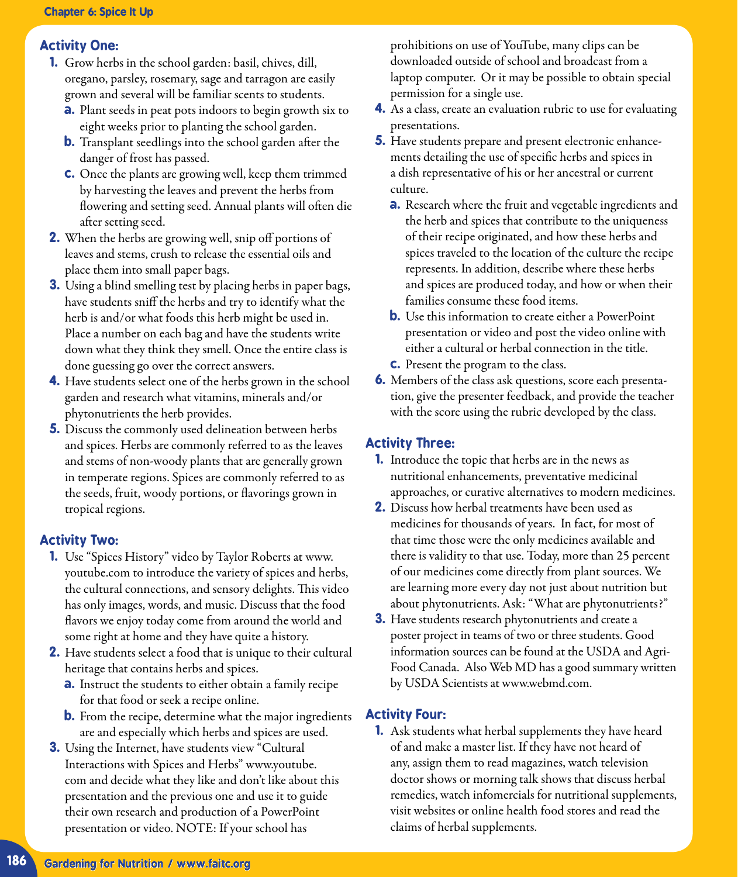## Activity One:

1. Grow herbs in the school garden: basil, chives, dill, oregano, parsley, rosemary, sage and tarragon are easily grown and several will be familiar scents to students.
   a. Plant seeds in peat pots indoors to begin growth six to eight weeks prior to planting the school garden.
   b. Transplant seedlings into the school garden after the danger of frost has passed.
   c. Once the plants are growing well, keep them trimmed by harvesting the leaves and prevent the herbs from flowering and setting seed. Annual plants will often die after setting seed.
2. When the herbs are growing well, snip off portions of leaves and stems, crush to release the essential oils and place them into small paper bags.
3. Using a blind smelling test by placing herbs in paper bags, have students sniff the herbs and try to identify what the herb is and/or what foods this herb might be used in. Place a number on each bag and have the students write down what they think they smell. Once the entire class is done guessing go over the correct answers.
4. Have students select one of the herbs grown in the school garden and research what vitamins, minerals and/or phytonutrients the herb provides.
5. Discuss the commonly used delineation between herbs and spices. Herbs are commonly referred to as the leaves and stems of non-woody plants that are generally grown in temperate regions. Spices are commonly referred to as the seeds, fruit, woody portions, or flavorings grown in tropical regions.

## Activity Two:

1. Use "Spices History" video by Taylor Roberts at www.youtube.com to introduce the variety of spices and herbs, the cultural connections, and sensory delights. This video has only images, words, and music. Discuss that the food flavors we enjoy today come from around the world and some right at home and they have quite a history.
2. Have students select a food that is unique to their cultural heritage that contains herbs and spices.
   a. Instruct the students to either obtain a family recipe for that food or seek a recipe online.
   b. From the recipe, determine what the major ingredients are and especially which herbs and spices are used.
3. Using the Internet, have students view "Cultural Interactions with Spices and Herbs" www.youtube.com and decide what they like and don't like about this presentation and the previous one and use it to guide their own research and production of a PowerPoint presentation or video. NOTE: If your school has prohibitions on use of YouTube, many clips can be downloaded outside of school and broadcast from a laptop computer. Or it may be possible to obtain special permission for a single use.
4. As a class, create an evaluation rubric to use for evaluating presentations.
5. Have students prepare and present electronic enhancements detailing the use of specific herbs and spices in a dish representative of his or her ancestral or current culture.
   a. Research where the fruit and vegetable ingredients and the herb and spices that contribute to the uniqueness of their recipe originated, and how these herbs and spices traveled to the location of the culture the recipe represents. In addition, describe where these herbs and spices are produced today, and how or when their families consume these food items.
   b. Use this information to create either a PowerPoint presentation or video and post the video online with either a cultural or herbal connection in the title.
   c. Present the program to the class.
6. Members of the class ask questions, score each presentation, give the presenter feedback, and provide the teacher with the score using the rubric developed by the class.

## Activity Three:

1. Introduce the topic that herbs are in the news as nutritional enhancements, preventative medicinal approaches, or curative alternatives to modern medicines.
2. Discuss how herbal treatments have been used as medicines for thousands of years. In fact, for most of that time those were the only medicines available and there is validity to that use. Today, more than 25 percent of our medicines come directly from plant sources. We are learning more every day not just about nutrition but about phytonutrients. Ask: "What are phytonutrients?"
3. Have students research phytonutrients and create a poster project in teams of two or three students. Good information sources can be found at the USDA and Agri-Food Canada. Also Web MD has a good summary written by USDA Scientists at www.webmd.com.

## Activity Four:

1. Ask students what herbal supplements they have heard of and make a master list. If they have not heard of any, assign them to read magazines, watch television doctor shows or morning talk shows that discuss herbal remedies, watch infomercials for nutritional supplements, visit websites or online health food stores and read the claims of herbal supplements.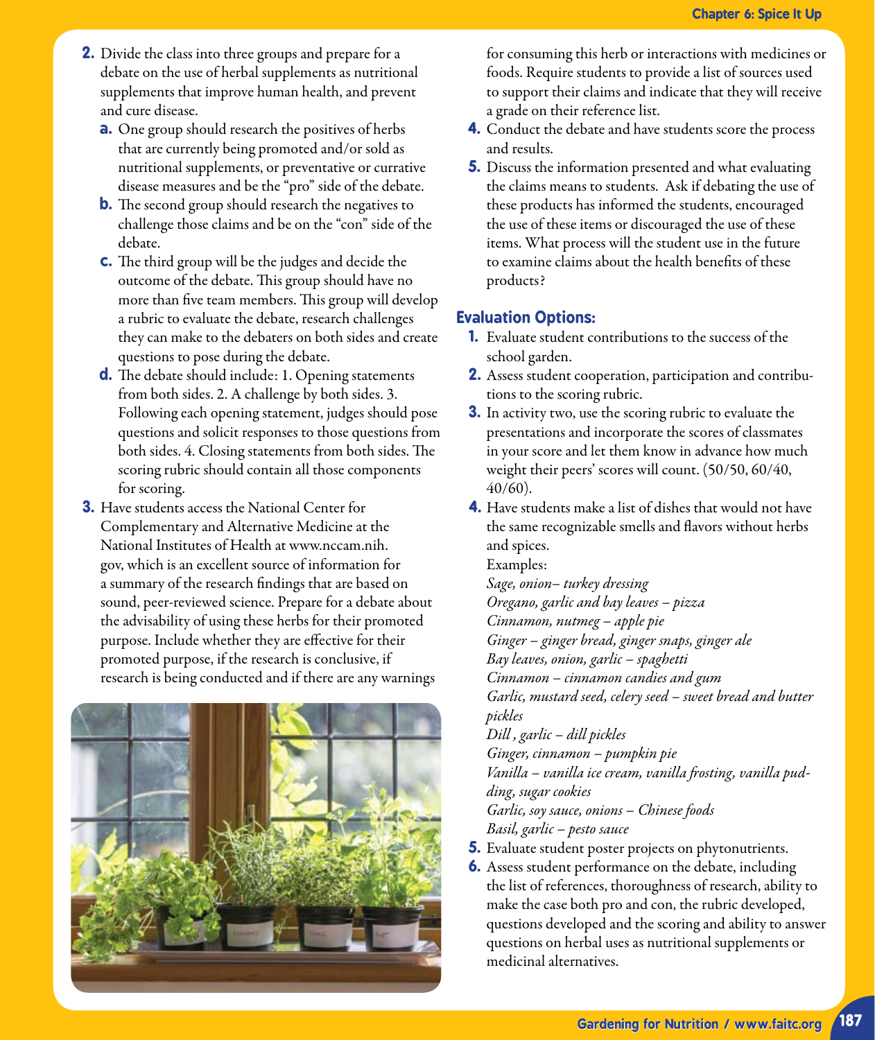2. Divide the class into three groups and prepare for a debate on the use of herbal supplements as nutritional supplements that improve human health, and prevent and cure disease.
   a. One group should research the positives of herbs that are currently being promoted and/or sold as nutritional supplements, or preventative or currative disease measures and be the "pro" side of the debate.
   b. The second group should research the negatives to challenge those claims and be on the "con" side of the debate.
   c. The third group will be the judges and decide the outcome of the debate. This group should have no more than five team members. This group will develop a rubric to evaluate the debate, research challenges they can make to the debaters on both sides and create questions to pose during the debate.
   d. The debate should include: 1. Opening statements from both sides. 2. A challenge by both sides. 3. Following each opening statement, judges should pose questions and solicit responses to those questions from both sides. 4. Closing statements from both sides. The scoring rubric should contain all those components for scoring.
3. Have students access the National Center for Complementary and Alternative Medicine at the National Institutes of Health at www.nccam.nih.gov, which is an excellent source of information for a summary of the research findings that are based on sound, peer-reviewed science. Prepare for a debate about the advisability of using these herbs for their promoted purpose. Include whether they are effective for their promoted purpose, if the research is conclusive, if research is being conducted and if there are any warnings for consuming this herb or interactions with medicines or foods. Require students to provide a list of sources used to support their claims and indicate that they will receive a grade on their reference list.
4. Conduct the debate and have students score the process and results.
5. Discuss the information presented and what evaluating the claims means to students. Ask if debating the use of these products has informed the students, encouraged the use of these items or discouraged the use of these items. What process will the student use in the future to examine claims about the health benefits of these products?

## Evaluation Options:

1. Evaluate student contributions to the success of the school garden.
2. Assess student cooperation, participation and contributions to the scoring rubric.
3. In activity two, use the scoring rubric to evaluate the presentations and incorporate the scores of classmates in your score and let them know in advance how much weight their peers' scores will count. (50/50, 60/40, 40/60).
4. Have students make a list of dishes that would not have the same recognizable smells and flavors without herbs and spices.
   Examples:
   *Sage, onion– turkey dressing*
   *Oregano, garlic and bay leaves – pizza*
   *Cinnamon, nutmeg – apple pie*
   *Ginger – ginger bread, ginger snaps, ginger ale*
   *Bay leaves, onion, garlic – spaghetti*
   *Cinnamon – cinnamon candies and gum*
   *Garlic, mustard seed, celery seed – sweet bread and butter pickles*
   *Dill , garlic – dill pickles*
   *Ginger, cinnamon – pumpkin pie*
   *Vanilla – vanilla ice cream, vanilla frosting, vanilla pudding, sugar cookies*
   *Garlic, soy sauce, onions – Chinese foods*
   *Basil, garlic – pesto sauce*
5. Evaluate student poster projects on phytonutrients.
6. Assess student performance on the debate, including the list of references, thoroughness of research, ability to make the case both pro and con, the rubric developed, questions developed and the scoring and ability to answer questions on herbal uses as nutritional supplements or medicinal alternatives.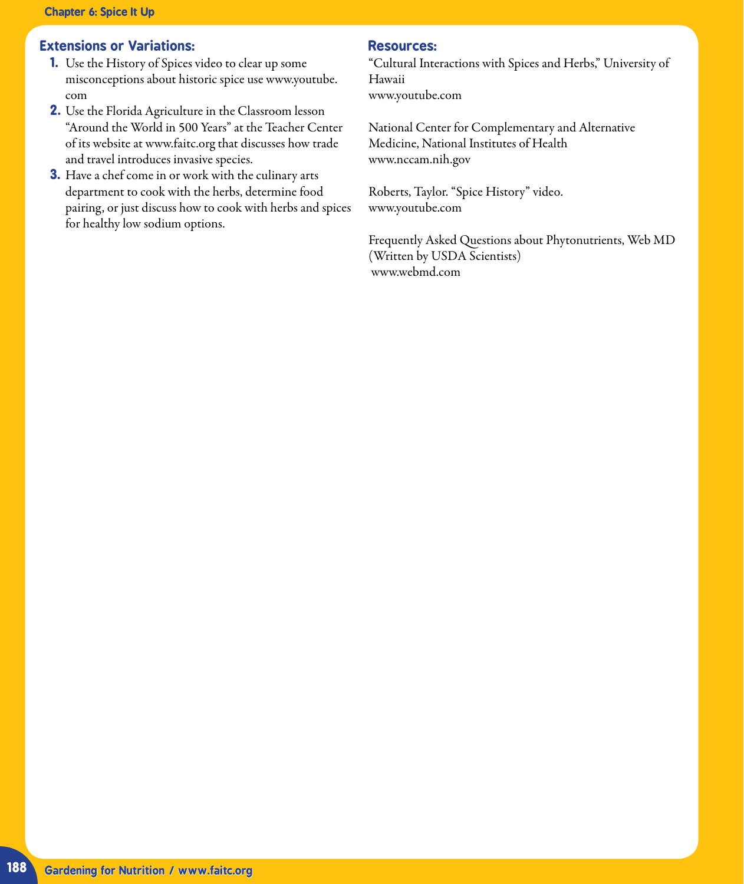## Extensions or Variations:

1. Use the History of Spices video to clear up some misconceptions about historic spice use www.youtube.com
2. Use the Florida Agriculture in the Classroom lesson "Around the World in 500 Years" at the Teacher Center of its website at www.faitc.org that discusses how trade and travel introduces invasive species.
3. Have a chef come in or work with the culinary arts department to cook with the herbs, determine food pairing, or just discuss how to cook with herbs and spices for healthy low sodium options.

## Resources:

"Cultural Interactions with Spices and Herbs," University of Hawaii
www.youtube.com

National Center for Complementary and Alternative Medicine, National Institutes of Health
www.nccam.nih.gov

Roberts, Taylor. "Spice History" video.
www.youtube.com

Frequently Asked Questions about Phytonutrients, Web MD (Written by USDA Scientists)
www.webmd.com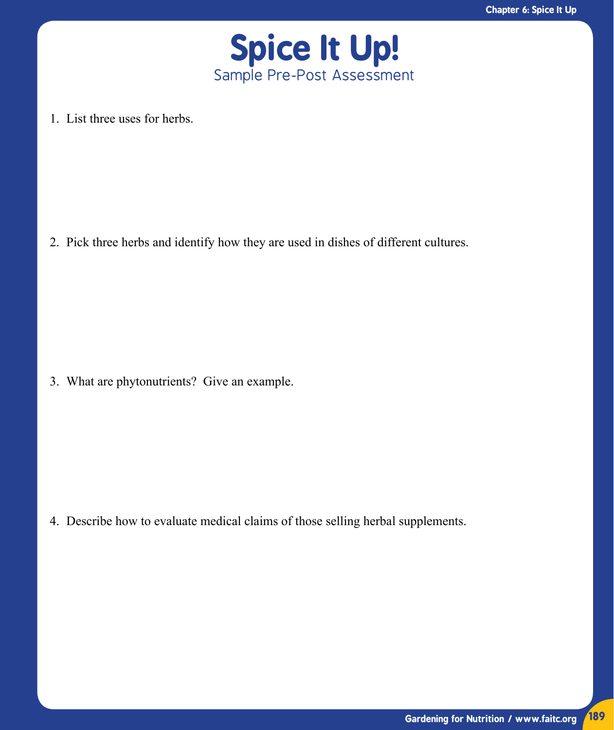# Spice It Up!

## Sample Pre-Post Assessment

1. List three uses for herbs.

2. Pick three herbs and identify how they are used in dishes of different cultures.

3. What are phytonutrients? Give an example.

4. Describe how to evaluate medical claims of those selling herbal supplements.